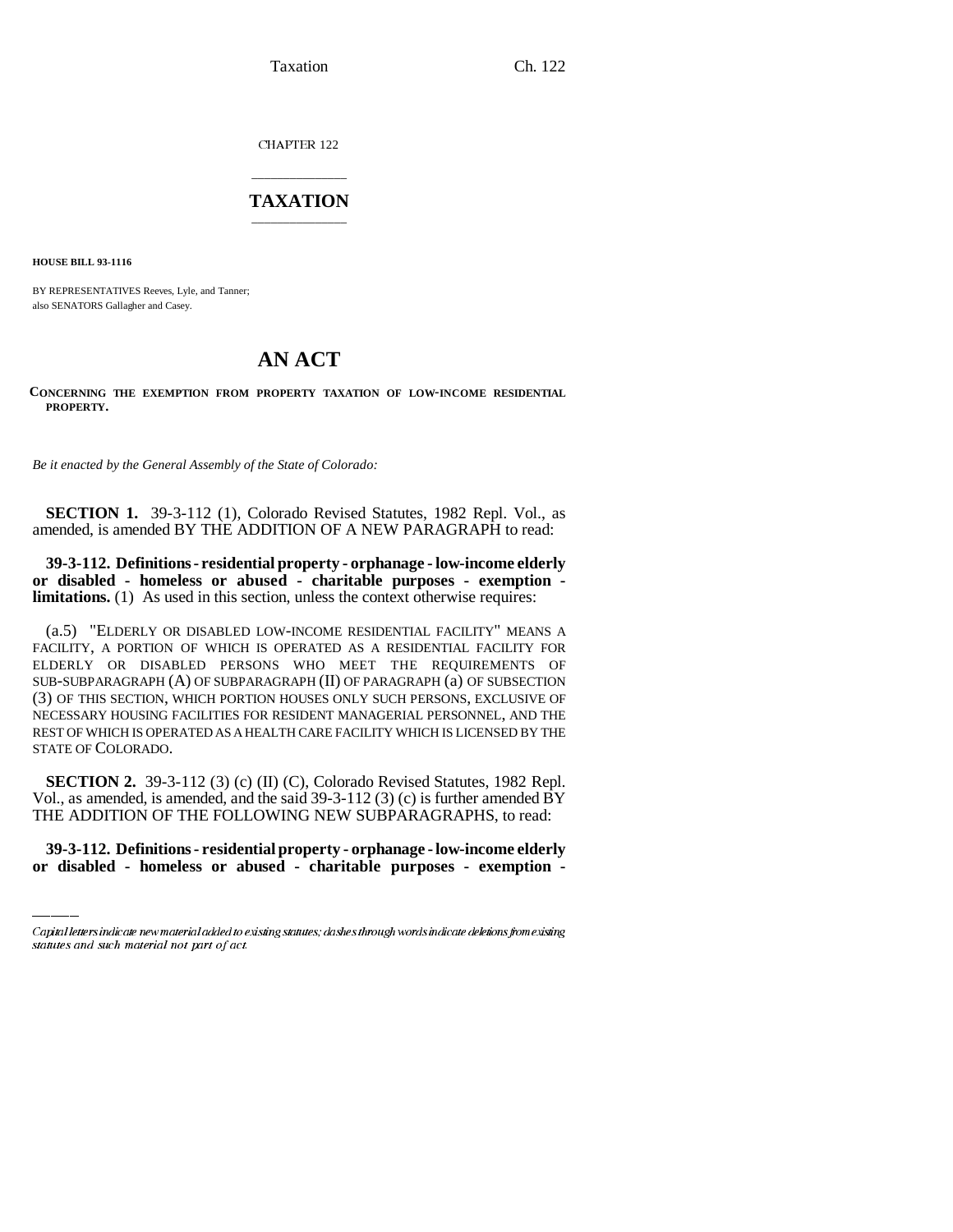CHAPTER 122

# TAXATION

**HOUSE BILL 93-1116**

BY REPRESENTATIVES Reeves, Lyle, and Tanner;
also SENATORS Gallagher and Casey.

# AN ACT

**CONCERNING THE EXEMPTION FROM PROPERTY TAXATION OF LOW-INCOME RESIDENTIAL PROPERTY.**

*Be it enacted by the General Assembly of the State of Colorado:*

**SECTION 1.** 39-3-112 (1), Colorado Revised Statutes, 1982 Repl. Vol., as amended, is amended BY THE ADDITION OF A NEW PARAGRAPH to read:

**39-3-112. Definitions - residential property - orphanage - low-income elderly or disabled - homeless or abused - charitable purposes - exemption - limitations.** (1) As used in this section, unless the context otherwise requires:

(a.5) "ELDERLY OR DISABLED LOW-INCOME RESIDENTIAL FACILITY" MEANS A FACILITY, A PORTION OF WHICH IS OPERATED AS A RESIDENTIAL FACILITY FOR ELDERLY OR DISABLED PERSONS WHO MEET THE REQUIREMENTS OF SUB-SUBPARAGRAPH (A) OF SUBPARAGRAPH (II) OF PARAGRAPH (a) OF SUBSECTION (3) OF THIS SECTION, WHICH PORTION HOUSES ONLY SUCH PERSONS, EXCLUSIVE OF NECESSARY HOUSING FACILITIES FOR RESIDENT MANAGERIAL PERSONNEL, AND THE REST OF WHICH IS OPERATED AS A HEALTH CARE FACILITY WHICH IS LICENSED BY THE STATE OF COLORADO.

**SECTION 2.** 39-3-112 (3) (c) (II) (C), Colorado Revised Statutes, 1982 Repl. Vol., as amended, is amended, and the said 39-3-112 (3) (c) is further amended BY THE ADDITION OF THE FOLLOWING NEW SUBPARAGRAPHS, to read:

**39-3-112. Definitions - residential property - orphanage - low-income elderly or disabled - homeless or abused - charitable purposes - exemption -**

*Capital letters indicate new material added to existing statutes; dashes through words indicate deletions from existing statutes and such material not part of act.*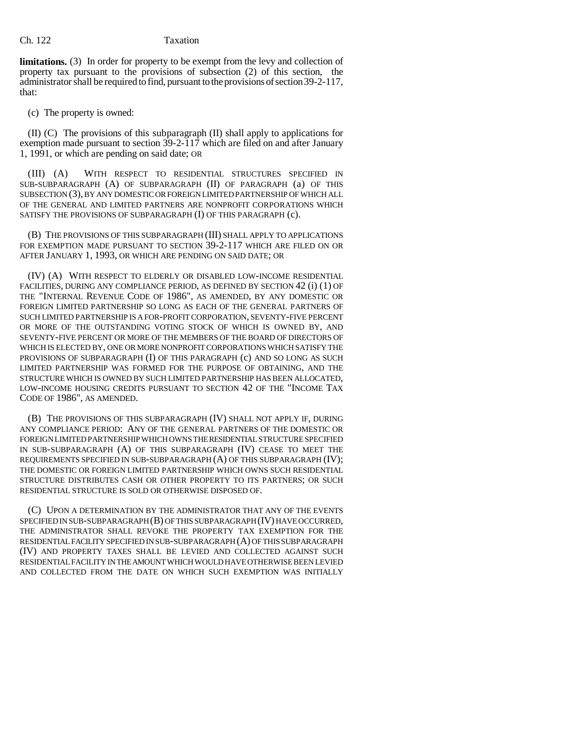**limitations.** (3) In order for property to be exempt from the levy and collection of property tax pursuant to the provisions of subsection (2) of this section, the administrator shall be required to find, pursuant to the provisions of section 39-2-117, that:

(c) The property is owned:

(II) (C) The provisions of this subparagraph (II) shall apply to applications for exemption made pursuant to section 39-2-117 which are filed on and after January 1, 1991, or which are pending on said date; OR

(III) (A) WITH RESPECT TO RESIDENTIAL STRUCTURES SPECIFIED IN SUB-SUBPARAGRAPH (A) OF SUBPARAGRAPH (II) OF PARAGRAPH (a) OF THIS SUBSECTION (3), BY ANY DOMESTIC OR FOREIGN LIMITED PARTNERSHIP OF WHICH ALL OF THE GENERAL AND LIMITED PARTNERS ARE NONPROFIT CORPORATIONS WHICH SATISFY THE PROVISIONS OF SUBPARAGRAPH (I) OF THIS PARAGRAPH (c).

(B) THE PROVISIONS OF THIS SUBPARAGRAPH (III) SHALL APPLY TO APPLICATIONS FOR EXEMPTION MADE PURSUANT TO SECTION 39-2-117 WHICH ARE FILED ON OR AFTER JANUARY 1, 1993, OR WHICH ARE PENDING ON SAID DATE; OR

(IV) (A) WITH RESPECT TO ELDERLY OR DISABLED LOW-INCOME RESIDENTIAL FACILITIES, DURING ANY COMPLIANCE PERIOD, AS DEFINED BY SECTION 42 (i) (1) OF THE "INTERNAL REVENUE CODE OF 1986", AS AMENDED, BY ANY DOMESTIC OR FOREIGN LIMITED PARTNERSHIP SO LONG AS EACH OF THE GENERAL PARTNERS OF SUCH LIMITED PARTNERSHIP IS A FOR-PROFIT CORPORATION, SEVENTY-FIVE PERCENT OR MORE OF THE OUTSTANDING VOTING STOCK OF WHICH IS OWNED BY, AND SEVENTY-FIVE PERCENT OR MORE OF THE MEMBERS OF THE BOARD OF DIRECTORS OF WHICH IS ELECTED BY, ONE OR MORE NONPROFIT CORPORATIONS WHICH SATISFY THE PROVISIONS OF SUBPARAGRAPH (I) OF THIS PARAGRAPH (c) AND SO LONG AS SUCH LIMITED PARTNERSHIP WAS FORMED FOR THE PURPOSE OF OBTAINING, AND THE STRUCTURE WHICH IS OWNED BY SUCH LIMITED PARTNERSHIP HAS BEEN ALLOCATED, LOW-INCOME HOUSING CREDITS PURSUANT TO SECTION 42 OF THE "INCOME TAX CODE OF 1986", AS AMENDED.

(B) THE PROVISIONS OF THIS SUBPARAGRAPH (IV) SHALL NOT APPLY IF, DURING ANY COMPLIANCE PERIOD: ANY OF THE GENERAL PARTNERS OF THE DOMESTIC OR FOREIGN LIMITED PARTNERSHIP WHICH OWNS THE RESIDENTIAL STRUCTURE SPECIFIED IN SUB-SUBPARAGRAPH (A) OF THIS SUBPARAGRAPH (IV) CEASE TO MEET THE REQUIREMENTS SPECIFIED IN SUB-SUBPARAGRAPH (A) OF THIS SUBPARAGRAPH (IV); THE DOMESTIC OR FOREIGN LIMITED PARTNERSHIP WHICH OWNS SUCH RESIDENTIAL STRUCTURE DISTRIBUTES CASH OR OTHER PROPERTY TO ITS PARTNERS; OR SUCH RESIDENTIAL STRUCTURE IS SOLD OR OTHERWISE DISPOSED OF.

(C) UPON A DETERMINATION BY THE ADMINISTRATOR THAT ANY OF THE EVENTS SPECIFIED IN SUB-SUBPARAGRAPH (B) OF THIS SUBPARAGRAPH (IV) HAVE OCCURRED, THE ADMINISTRATOR SHALL REVOKE THE PROPERTY TAX EXEMPTION FOR THE RESIDENTIAL FACILITY SPECIFIED IN SUB-SUBPARAGRAPH (A) OF THIS SUBPARAGRAPH (IV) AND PROPERTY TAXES SHALL BE LEVIED AND COLLECTED AGAINST SUCH RESIDENTIAL FACILITY IN THE AMOUNT WHICH WOULD HAVE OTHERWISE BEEN LEVIED AND COLLECTED FROM THE DATE ON WHICH SUCH EXEMPTION WAS INITIALLY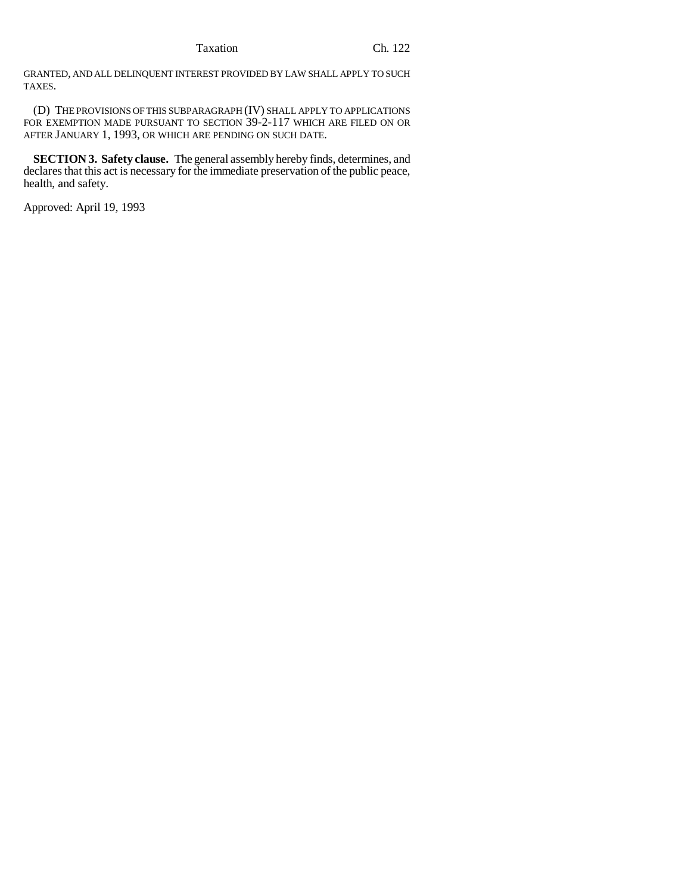GRANTED, AND ALL DELINQUENT INTEREST PROVIDED BY LAW SHALL APPLY TO SUCH TAXES.

(D) THE PROVISIONS OF THIS SUBPARAGRAPH (IV) SHALL APPLY TO APPLICATIONS FOR EXEMPTION MADE PURSUANT TO SECTION 39-2-117 WHICH ARE FILED ON OR AFTER JANUARY 1, 1993, OR WHICH ARE PENDING ON SUCH DATE.

**SECTION 3. Safety clause.** The general assembly hereby finds, determines, and declares that this act is necessary for the immediate preservation of the public peace, health, and safety.

Approved: April 19, 1993